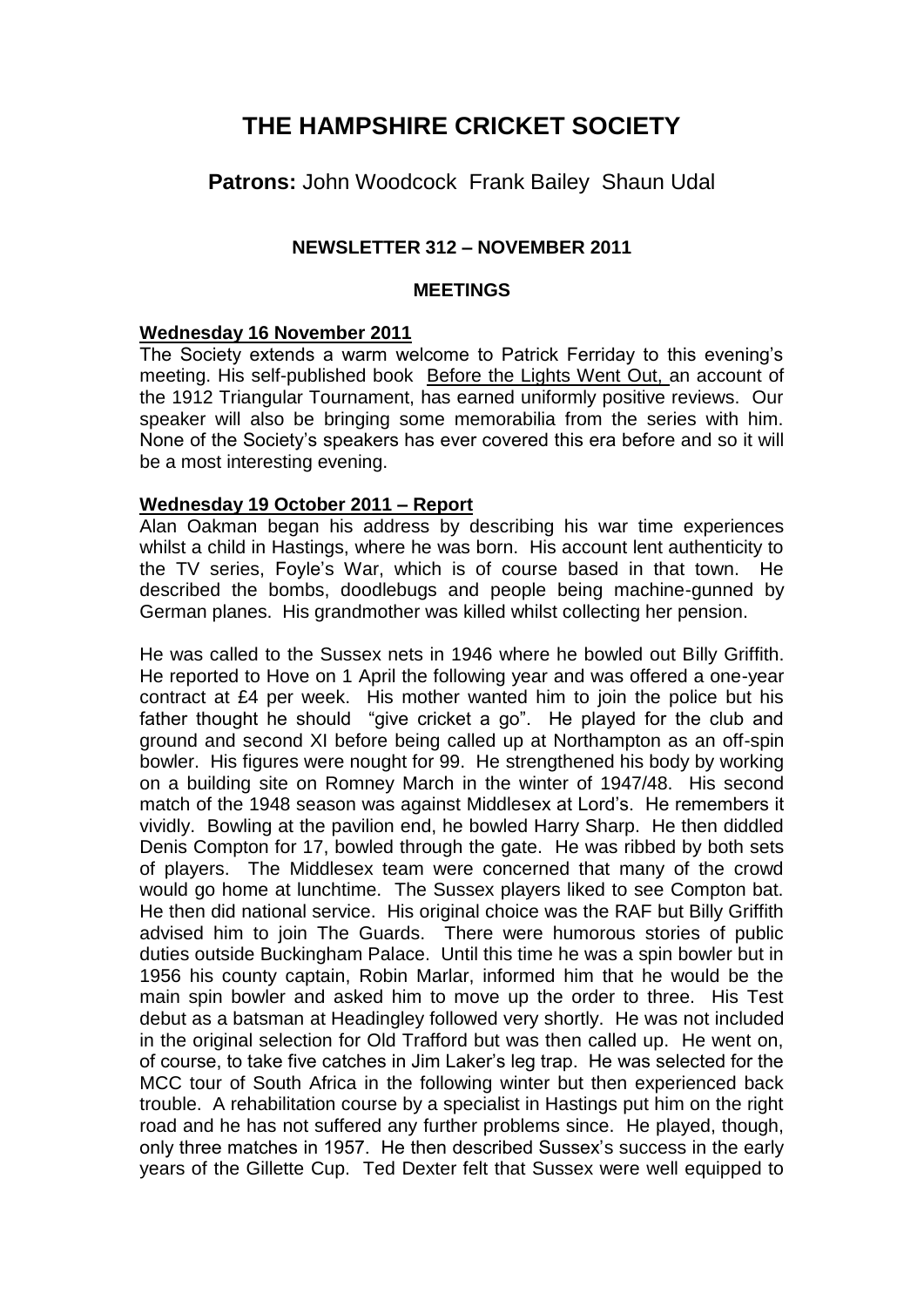# THE HAMPSHIRE CRICKET SOCIETY

**Patrons:** John Woodcock Frank Bailey Shaun Udal

**NEWSLETTER 312 – NOVEMBER 2011**

**MEETINGS**

**Wednesday 16 November 2011**

The Society extends a warm welcome to Patrick Ferriday to this evening's meeting. His self-published book Before the Lights Went Out, an account of the 1912 Triangular Tournament, has earned uniformly positive reviews. Our speaker will also be bringing some memorabilia from the series with him. None of the Society's speakers has ever covered this era before and so it will be a most interesting evening.

**Wednesday 19 October 2011 – Report**

Alan Oakman began his address by describing his war time experiences whilst a child in Hastings, where he was born. His account lent authenticity to the TV series, Foyle's War, which is of course based in that town. He described the bombs, doodlebugs and people being machine-gunned by German planes. His grandmother was killed whilst collecting her pension.

He was called to the Sussex nets in 1946 where he bowled out Billy Griffith. He reported to Hove on 1 April the following year and was offered a one-year contract at £4 per week. His mother wanted him to join the police but his father thought he should "give cricket a go". He played for the club and ground and second XI before being called up at Northampton as an off-spin bowler. His figures were nought for 99. He strengthened his body by working on a building site on Romney March in the winter of 1947/48. His second match of the 1948 season was against Middlesex at Lord's. He remembers it vividly. Bowling at the pavilion end, he bowled Harry Sharp. He then diddled Denis Compton for 17, bowled through the gate. He was ribbed by both sets of players. The Middlesex team were concerned that many of the crowd would go home at lunchtime. The Sussex players liked to see Compton bat. He then did national service. His original choice was the RAF but Billy Griffith advised him to join The Guards. There were humorous stories of public duties outside Buckingham Palace. Until this time he was a spin bowler but in 1956 his county captain, Robin Marlar, informed him that he would be the main spin bowler and asked him to move up the order to three. His Test debut as a batsman at Headingley followed very shortly. He was not included in the original selection for Old Trafford but was then called up. He went on, of course, to take five catches in Jim Laker's leg trap. He was selected for the MCC tour of South Africa in the following winter but then experienced back trouble. A rehabilitation course by a specialist in Hastings put him on the right road and he has not suffered any further problems since. He played, though, only three matches in 1957. He then described Sussex's success in the early years of the Gillette Cup. Ted Dexter felt that Sussex were well equipped to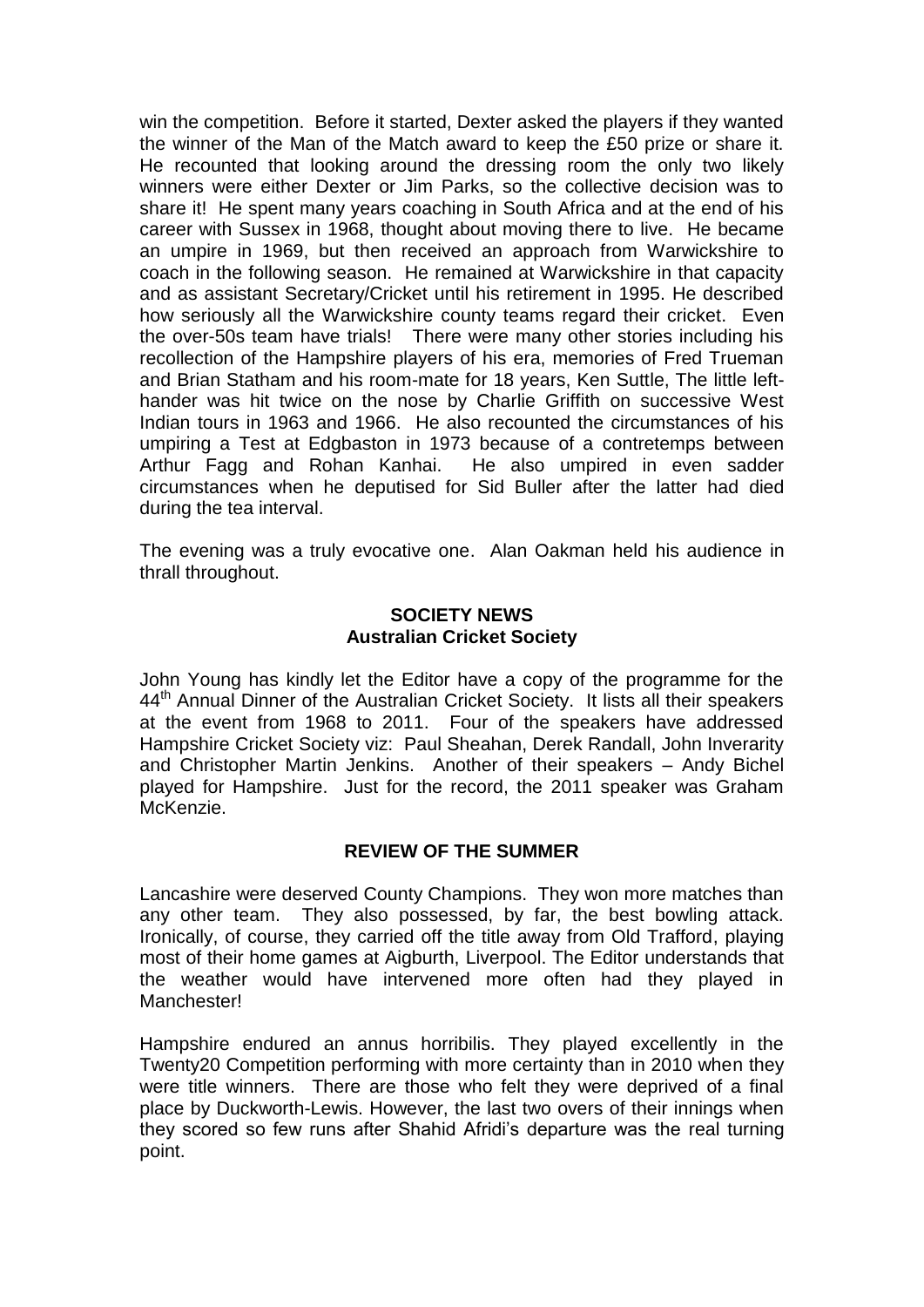win the competition. Before it started, Dexter asked the players if they wanted the winner of the Man of the Match award to keep the £50 prize or share it. He recounted that looking around the dressing room the only two likely winners were either Dexter or Jim Parks, so the collective decision was to share it! He spent many years coaching in South Africa and at the end of his career with Sussex in 1968, thought about moving there to live. He became an umpire in 1969, but then received an approach from Warwickshire to coach in the following season. He remained at Warwickshire in that capacity and as assistant Secretary/Cricket until his retirement in 1995. He described how seriously all the Warwickshire county teams regard their cricket. Even the over-50s team have trials! There were many other stories including his recollection of the Hampshire players of his era, memories of Fred Trueman and Brian Statham and his room-mate for 18 years, Ken Suttle, The little left-hander was hit twice on the nose by Charlie Griffith on successive West Indian tours in 1963 and 1966. He also recounted the circumstances of his umpiring a Test at Edgbaston in 1973 because of a contretemps between Arthur Fagg and Rohan Kanhai. He also umpired in even sadder circumstances when he deputised for Sid Buller after the latter had died during the tea interval.

The evening was a truly evocative one. Alan Oakman held his audience in thrall throughout.

## SOCIETY NEWS
### Australian Cricket Society

John Young has kindly let the Editor have a copy of the programme for the 44th Annual Dinner of the Australian Cricket Society. It lists all their speakers at the event from 1968 to 2011. Four of the speakers have addressed Hampshire Cricket Society viz: Paul Sheahan, Derek Randall, John Inverarity and Christopher Martin Jenkins. Another of their speakers – Andy Bichel played for Hampshire. Just for the record, the 2011 speaker was Graham McKenzie.

## REVIEW OF THE SUMMER

Lancashire were deserved County Champions. They won more matches than any other team. They also possessed, by far, the best bowling attack. Ironically, of course, they carried off the title away from Old Trafford, playing most of their home games at Aigburth, Liverpool. The Editor understands that the weather would have intervened more often had they played in Manchester!

Hampshire endured an annus horribilis. They played excellently in the Twenty20 Competition performing with more certainty than in 2010 when they were title winners. There are those who felt they were deprived of a final place by Duckworth-Lewis. However, the last two overs of their innings when they scored so few runs after Shahid Afridi's departure was the real turning point.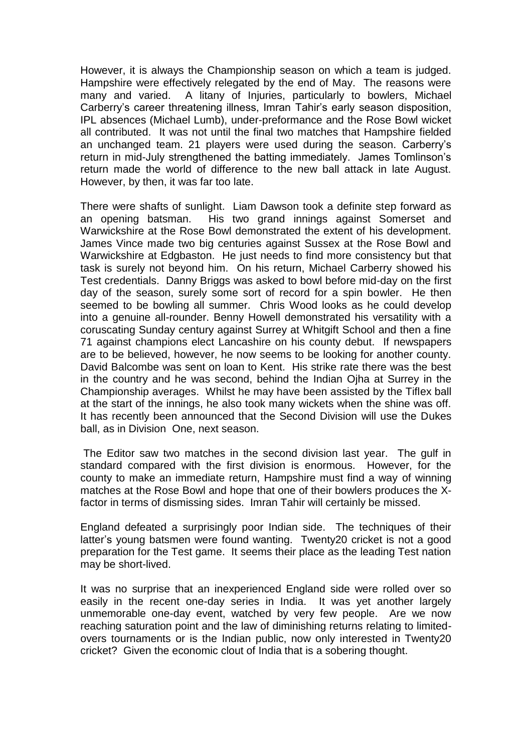However, it is always the Championship season on which a team is judged. Hampshire were effectively relegated by the end of May. The reasons were many and varied. A litany of Injuries, particularly to bowlers, Michael Carberry's career threatening illness, Imran Tahir's early season disposition, IPL absences (Michael Lumb), under-preformance and the Rose Bowl wicket all contributed. It was not until the final two matches that Hampshire fielded an unchanged team. 21 players were used during the season. Carberry's return in mid-July strengthened the batting immediately. James Tomlinson's return made the world of difference to the new ball attack in late August. However, by then, it was far too late.

There were shafts of sunlight. Liam Dawson took a definite step forward as an opening batsman. His two grand innings against Somerset and Warwickshire at the Rose Bowl demonstrated the extent of his development. James Vince made two big centuries against Sussex at the Rose Bowl and Warwickshire at Edgbaston. He just needs to find more consistency but that task is surely not beyond him. On his return, Michael Carberry showed his Test credentials. Danny Briggs was asked to bowl before mid-day on the first day of the season, surely some sort of record for a spin bowler. He then seemed to be bowling all summer. Chris Wood looks as he could develop into a genuine all-rounder. Benny Howell demonstrated his versatility with a coruscating Sunday century against Surrey at Whitgift School and then a fine 71 against champions elect Lancashire on his county debut. If newspapers are to be believed, however, he now seems to be looking for another county. David Balcombe was sent on loan to Kent. His strike rate there was the best in the country and he was second, behind the Indian Ojha at Surrey in the Championship averages. Whilst he may have been assisted by the Tiflex ball at the start of the innings, he also took many wickets when the shine was off. It has recently been announced that the Second Division will use the Dukes ball, as in Division One, next season.

The Editor saw two matches in the second division last year. The gulf in standard compared with the first division is enormous. However, for the county to make an immediate return, Hampshire must find a way of winning matches at the Rose Bowl and hope that one of their bowlers produces the X-factor in terms of dismissing sides. Imran Tahir will certainly be missed.

England defeated a surprisingly poor Indian side. The techniques of their latter's young batsmen were found wanting. Twenty20 cricket is not a good preparation for the Test game. It seems their place as the leading Test nation may be short-lived.

It was no surprise that an inexperienced England side were rolled over so easily in the recent one-day series in India. It was yet another largely unmemorable one-day event, watched by very few people. Are we now reaching saturation point and the law of diminishing returns relating to limited-overs tournaments or is the Indian public, now only interested in Twenty20 cricket? Given the economic clout of India that is a sobering thought.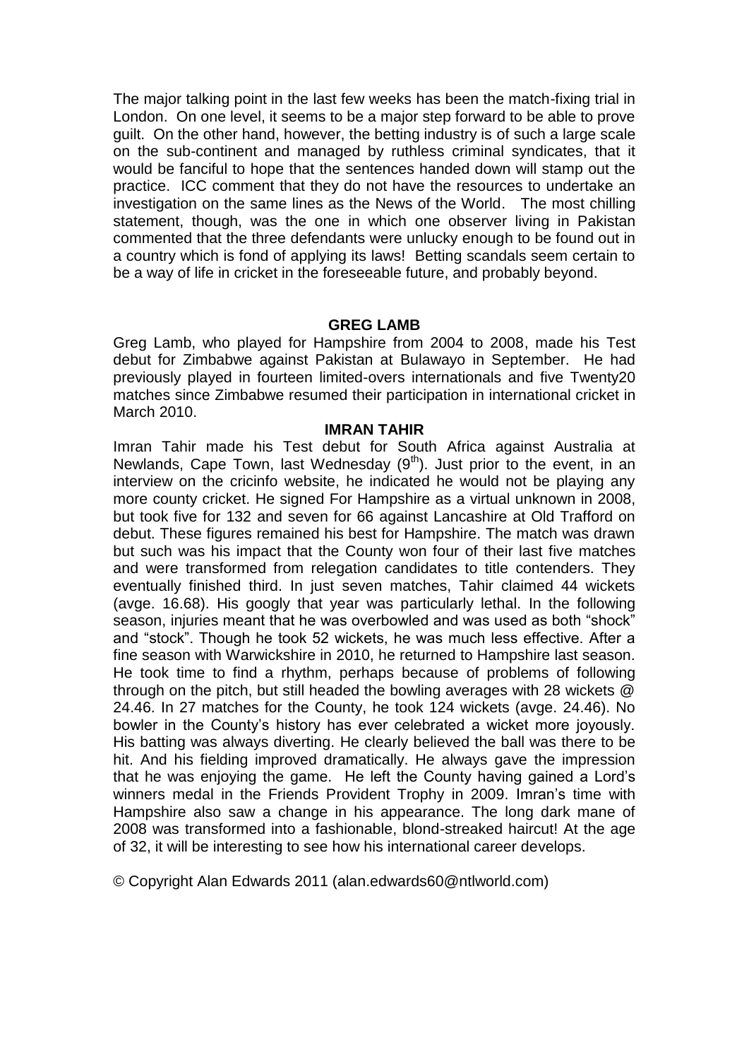The major talking point in the last few weeks has been the match-fixing trial in London. On one level, it seems to be a major step forward to be able to prove guilt. On the other hand, however, the betting industry is of such a large scale on the sub-continent and managed by ruthless criminal syndicates, that it would be fanciful to hope that the sentences handed down will stamp out the practice. ICC comment that they do not have the resources to undertake an investigation on the same lines as the News of the World. The most chilling statement, though, was the one in which one observer living in Pakistan commented that the three defendants were unlucky enough to be found out in a country which is fond of applying its laws! Betting scandals seem certain to be a way of life in cricket in the foreseeable future, and probably beyond.

## GREG LAMB

Greg Lamb, who played for Hampshire from 2004 to 2008, made his Test debut for Zimbabwe against Pakistan at Bulawayo in September. He had previously played in fourteen limited-overs internationals and five Twenty20 matches since Zimbabwe resumed their participation in international cricket in March 2010.

## IMRAN TAHIR

Imran Tahir made his Test debut for South Africa against Australia at Newlands, Cape Town, last Wednesday (9th). Just prior to the event, in an interview on the cricinfo website, he indicated he would not be playing any more county cricket. He signed For Hampshire as a virtual unknown in 2008, but took five for 132 and seven for 66 against Lancashire at Old Trafford on debut. These figures remained his best for Hampshire. The match was drawn but such was his impact that the County won four of their last five matches and were transformed from relegation candidates to title contenders. They eventually finished third. In just seven matches, Tahir claimed 44 wickets (avge. 16.68). His googly that year was particularly lethal. In the following season, injuries meant that he was overbowled and was used as both "shock" and "stock". Though he took 52 wickets, he was much less effective. After a fine season with Warwickshire in 2010, he returned to Hampshire last season. He took time to find a rhythm, perhaps because of problems of following through on the pitch, but still headed the bowling averages with 28 wickets @ 24.46. In 27 matches for the County, he took 124 wickets (avge. 24.46). No bowler in the County's history has ever celebrated a wicket more joyously. His batting was always diverting. He clearly believed the ball was there to be hit. And his fielding improved dramatically. He always gave the impression that he was enjoying the game. He left the County having gained a Lord's winners medal in the Friends Provident Trophy in 2009. Imran's time with Hampshire also saw a change in his appearance. The long dark mane of 2008 was transformed into a fashionable, blond-streaked haircut! At the age of 32, it will be interesting to see how his international career develops.

© Copyright Alan Edwards 2011 (alan.edwards60@ntlworld.com)